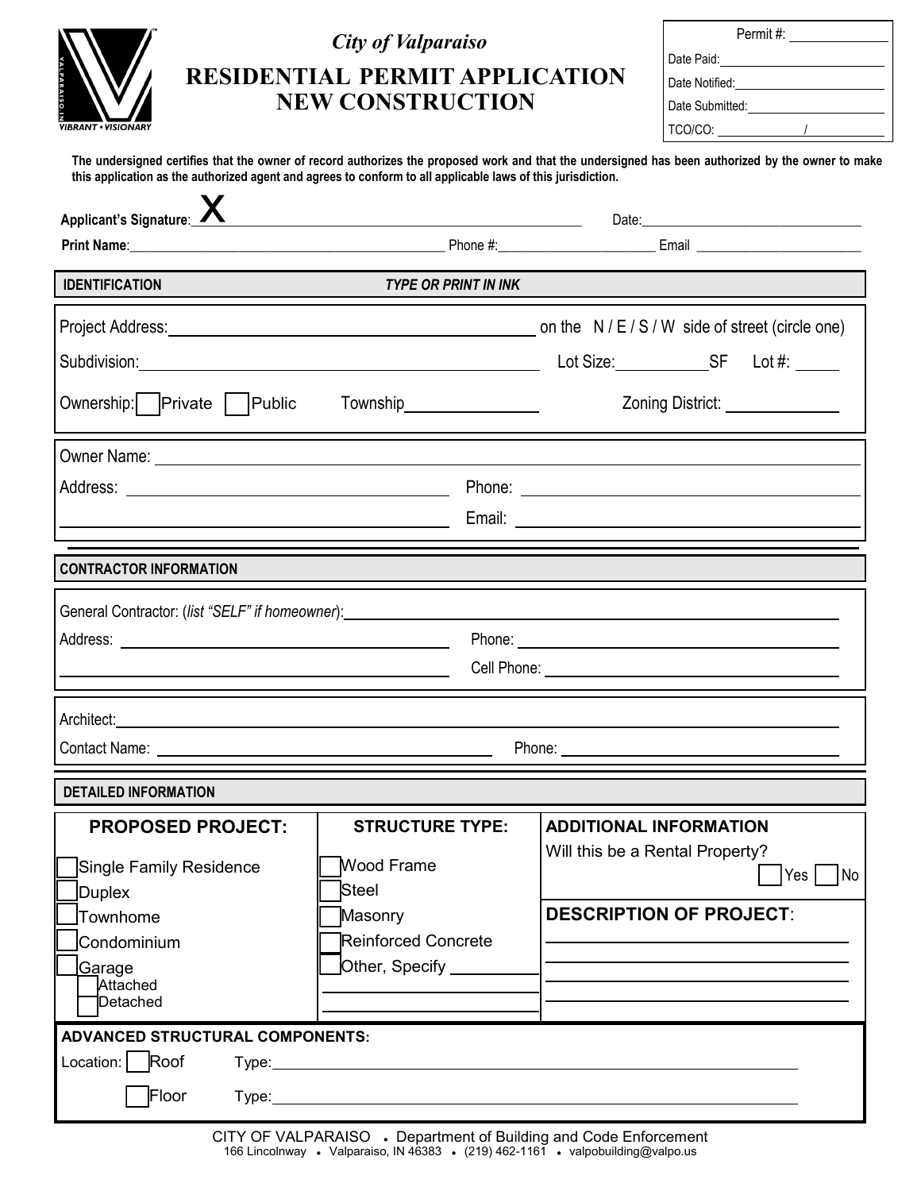# City of Valparaiso

## RESIDENTIAL PERMIT APPLICATION NEW CONSTRUCTION

Permit #: \_\_\_\_\_\_\_\_\_\_

Date Paid: \_\_\_\_\_\_\_\_\_\_

Date Notified: \_\_\_\_\_\_\_\_\_\_

Date Submitted: \_\_\_\_\_\_\_\_\_\_

TCO/CO: \_\_\_\_\_\_ / \_\_\_\_\_\_

**The undersigned certifies that the owner of record authorizes the proposed work and that the undersigned has been authorized by the owner to make this application as the authorized agent and agrees to conform to all applicable laws of this jurisdiction.**

**Applicant's Signature**: X\_\_\_\_\_\_\_\_\_\_\_\_\_\_\_\_\_\_\_\_ Date: \_\_\_\_\_\_\_\_\_\_

**Print Name**: \_\_\_\_\_\_\_\_\_\_\_\_\_\_\_\_\_\_\_\_ Phone #: \_\_\_\_\_\_\_\_\_\_ Email \_\_\_\_\_\_\_\_\_\_

### IDENTIFICATION — *TYPE OR PRINT IN INK*

Project Address: \_\_\_\_\_\_\_\_\_\_\_\_\_\_\_\_\_\_\_\_ on the N / E / S / W side of street (circle one)

Subdivision: \_\_\_\_\_\_\_\_\_\_\_\_\_\_\_\_\_\_\_\_ Lot Size: \_\_\_\_\_\_ SF Lot #: \_\_\_\_\_\_

Ownership: ☐ Private ☐ Public Township \_\_\_\_\_\_\_\_\_\_ Zoning District: \_\_\_\_\_\_\_\_\_\_

Owner Name: \_\_\_\_\_\_\_\_\_\_\_\_\_\_\_\_\_\_\_\_

Address: \_\_\_\_\_\_\_\_\_\_\_\_\_\_\_\_\_\_\_\_ Phone: \_\_\_\_\_\_\_\_\_\_

\_\_\_\_\_\_\_\_\_\_\_\_\_\_\_\_\_\_\_\_ Email: \_\_\_\_\_\_\_\_\_\_

### CONTRACTOR INFORMATION

General Contractor: (*list "SELF" if homeowner*): \_\_\_\_\_\_\_\_\_\_\_\_\_\_\_\_\_\_\_\_

Address: \_\_\_\_\_\_\_\_\_\_\_\_\_\_\_\_\_\_\_\_ Phone: \_\_\_\_\_\_\_\_\_\_

\_\_\_\_\_\_\_\_\_\_\_\_\_\_\_\_\_\_\_\_ Cell Phone: \_\_\_\_\_\_\_\_\_\_

Architect: \_\_\_\_\_\_\_\_\_\_\_\_\_\_\_\_\_\_\_\_

Contact Name: \_\_\_\_\_\_\_\_\_\_\_\_\_\_\_\_\_\_\_\_ Phone: \_\_\_\_\_\_\_\_\_\_

### DETAILED INFORMATION

**PROPOSED PROJECT:**

- ☐ Single Family Residence
- ☐ Duplex
- ☐ Townhome
- ☐ Condominium
- ☐ Garage
  - ☐ Attached
  - ☐ Detached

**STRUCTURE TYPE:**

- ☐ Wood Frame
- ☐ Steel
- ☐ Masonry
- ☐ Reinforced Concrete
- ☐ Other, Specify \_\_\_\_\_\_\_\_\_\_

**ADDITIONAL INFORMATION**

Will this be a Rental Property? ☐ Yes ☐ No

**DESCRIPTION OF PROJECT**:

\_\_\_\_\_\_\_\_\_\_\_\_\_\_\_\_\_\_\_\_

**ADVANCED STRUCTURAL COMPONENTS:**

Location: ☐ Roof Type: \_\_\_\_\_\_\_\_\_\_\_\_\_\_\_\_\_\_\_\_

☐ Floor Type: \_\_\_\_\_\_\_\_\_\_\_\_\_\_\_\_\_\_\_\_

CITY OF VALPARAISO • Department of Building and Code Enforcement
166 Lincolnway • Valparaiso, IN 46383 • (219) 462-1161 • valpobuilding@valpo.us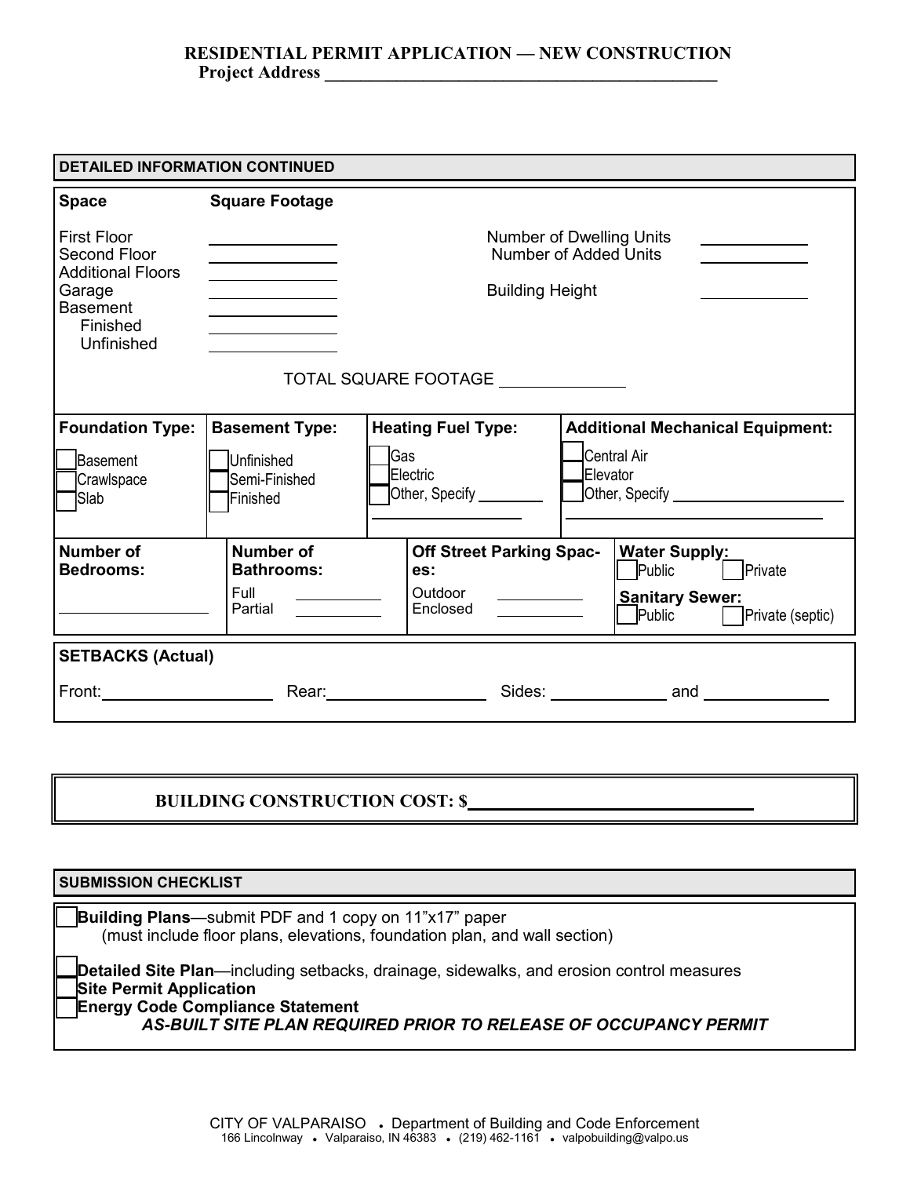**RESIDENTIAL PERMIT APPLICATION — NEW CONSTRUCTION**
**Project Address** ______________________________________________

## DETAILED INFORMATION CONTINUED

| **Space** | **Square Footage** |
|---|---|
| First Floor | ____________ |
| Second Floor | ____________ |
| Additional Floors | ____________ |
| Garage | ____________ |
| Basement | ____________ |
| Finished | ____________ |
| Unfinished | ____________ |

Number of Dwelling Units ____________
Number of Added Units ____________

Building Height ____________

TOTAL SQUARE FOOTAGE ____________

| **Foundation Type:** | **Basement Type:** | **Heating Fuel Type:** | **Additional Mechanical Equipment:** |
|---|---|---|---|
| ☐ Basement | ☐ Unfinished | ☐ Gas | ☐ Central Air |
| ☐ Crawlspace | ☐ Semi-Finished | ☐ Electric | ☐ Elevator |
| ☐ Slab | ☐ Finished | ☐ Other, Specify ________ | ☐ Other, Specify ________ |

| **Number of Bedrooms:** | **Number of Bathrooms:** | **Off Street Parking Spaces:** | **Water Supply:** |
|---|---|---|---|
| ____________ | Full ________ | Outdoor ________ | ☐ Public ☐ Private |
| | Partial ________ | Enclosed ________ | **Sanitary Sewer:** ☐ Public ☐ Private (septic) |

**SETBACKS (Actual)**

Front: ____________ Rear: ____________ Sides: ____________ and ____________

**BUILDING CONSTRUCTION COST: $** ______________________

## SUBMISSION CHECKLIST

- ☐ **Building Plans**—submit PDF and 1 copy on 11”x17” paper
  (must include floor plans, elevations, foundation plan, and wall section)
- ☐ **Detailed Site Plan**—including setbacks, drainage, sidewalks, and erosion control measures
- ☐ **Site Permit Application**
- ☐ **Energy Code Compliance Statement**

***AS-BUILT SITE PLAN REQUIRED PRIOR TO RELEASE OF OCCUPANCY PERMIT***

CITY OF VALPARAISO • Department of Building and Code Enforcement
166 Lincolnway • Valparaiso, IN 46383 • (219) 462-1161 • valpobuilding@valpo.us